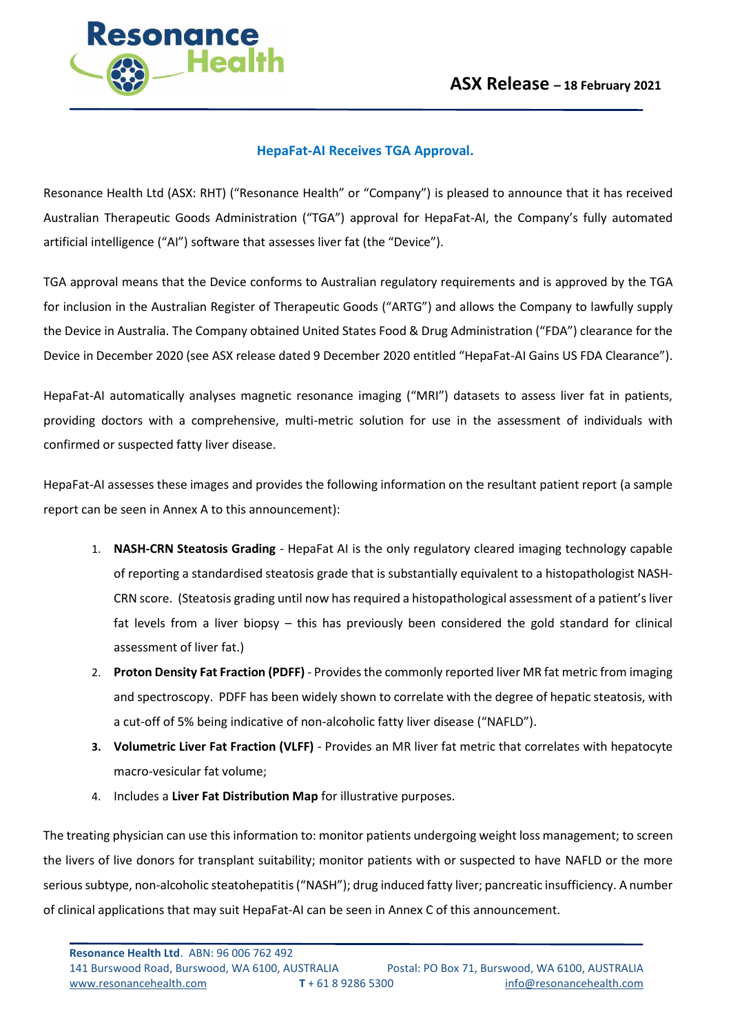**ASX Release – 18 February 2021**

## HepaFat-AI Receives TGA Approval.

Resonance Health Ltd (ASX: RHT) ("Resonance Health" or "Company") is pleased to announce that it has received Australian Therapeutic Goods Administration ("TGA") approval for HepaFat-AI, the Company's fully automated artificial intelligence ("AI") software that assesses liver fat (the "Device").

TGA approval means that the Device conforms to Australian regulatory requirements and is approved by the TGA for inclusion in the Australian Register of Therapeutic Goods ("ARTG") and allows the Company to lawfully supply the Device in Australia. The Company obtained United States Food & Drug Administration ("FDA") clearance for the Device in December 2020 (see ASX release dated 9 December 2020 entitled "HepaFat-AI Gains US FDA Clearance").

HepaFat-AI automatically analyses magnetic resonance imaging ("MRI") datasets to assess liver fat in patients, providing doctors with a comprehensive, multi-metric solution for use in the assessment of individuals with confirmed or suspected fatty liver disease.

HepaFat-AI assesses these images and provides the following information on the resultant patient report (a sample report can be seen in Annex A to this announcement):

1. **NASH-CRN Steatosis Grading** - HepaFat AI is the only regulatory cleared imaging technology capable of reporting a standardised steatosis grade that is substantially equivalent to a histopathologist NASH-CRN score. (Steatosis grading until now has required a histopathological assessment of a patient's liver fat levels from a liver biopsy – this has previously been considered the gold standard for clinical assessment of liver fat.)
2. **Proton Density Fat Fraction (PDFF)** - Provides the commonly reported liver MR fat metric from imaging and spectroscopy. PDFF has been widely shown to correlate with the degree of hepatic steatosis, with a cut-off of 5% being indicative of non-alcoholic fatty liver disease ("NAFLD").
3. **Volumetric Liver Fat Fraction (VLFF)** - Provides an MR liver fat metric that correlates with hepatocyte macro-vesicular fat volume;
4. Includes a **Liver Fat Distribution Map** for illustrative purposes.

The treating physician can use this information to: monitor patients undergoing weight loss management; to screen the livers of live donors for transplant suitability; monitor patients with or suspected to have NAFLD or the more serious subtype, non-alcoholic steatohepatitis ("NASH"); drug induced fatty liver; pancreatic insufficiency. A number of clinical applications that may suit HepaFat-AI can be seen in Annex C of this announcement.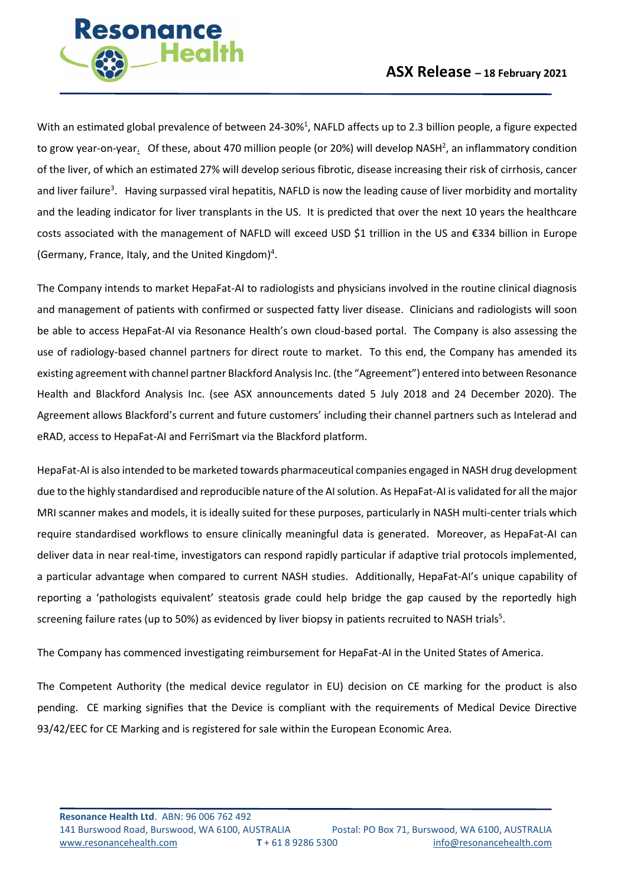With an estimated global prevalence of between 24-30%[1], NAFLD affects up to 2.3 billion people, a figure expected to grow year-on-year. Of these, about 470 million people (or 20%) will develop NASH[2], an inflammatory condition of the liver, of which an estimated 27% will develop serious fibrotic, disease increasing their risk of cirrhosis, cancer and liver failure[3]. Having surpassed viral hepatitis, NAFLD is now the leading cause of liver morbidity and mortality and the leading indicator for liver transplants in the US. It is predicted that over the next 10 years the healthcare costs associated with the management of NAFLD will exceed USD $1 trillion in the US and €334 billion in Europe (Germany, France, Italy, and the United Kingdom)[4].

The Company intends to market HepaFat-AI to radiologists and physicians involved in the routine clinical diagnosis and management of patients with confirmed or suspected fatty liver disease. Clinicians and radiologists will soon be able to access HepaFat-AI via Resonance Health's own cloud-based portal. The Company is also assessing the use of radiology-based channel partners for direct route to market. To this end, the Company has amended its existing agreement with channel partner Blackford Analysis Inc. (the "Agreement") entered into between Resonance Health and Blackford Analysis Inc. (see ASX announcements dated 5 July 2018 and 24 December 2020). The Agreement allows Blackford's current and future customers' including their channel partners such as Intelerad and eRAD, access to HepaFat-AI and FerriSmart via the Blackford platform.

HepaFat-AI is also intended to be marketed towards pharmaceutical companies engaged in NASH drug development due to the highly standardised and reproducible nature of the AI solution. As HepaFat-AI is validated for all the major MRI scanner makes and models, it is ideally suited for these purposes, particularly in NASH multi-center trials which require standardised workflows to ensure clinically meaningful data is generated. Moreover, as HepaFat-AI can deliver data in near real-time, investigators can respond rapidly particular if adaptive trial protocols implemented, a particular advantage when compared to current NASH studies. Additionally, HepaFat-AI's unique capability of reporting a 'pathologists equivalent' steatosis grade could help bridge the gap caused by the reportedly high screening failure rates (up to 50%) as evidenced by liver biopsy in patients recruited to NASH trials[5].

The Company has commenced investigating reimbursement for HepaFat-AI in the United States of America.

The Competent Authority (the medical device regulator in EU) decision on CE marking for the product is also pending. CE marking signifies that the Device is compliant with the requirements of Medical Device Directive 93/42/EEC for CE Marking and is registered for sale within the European Economic Area.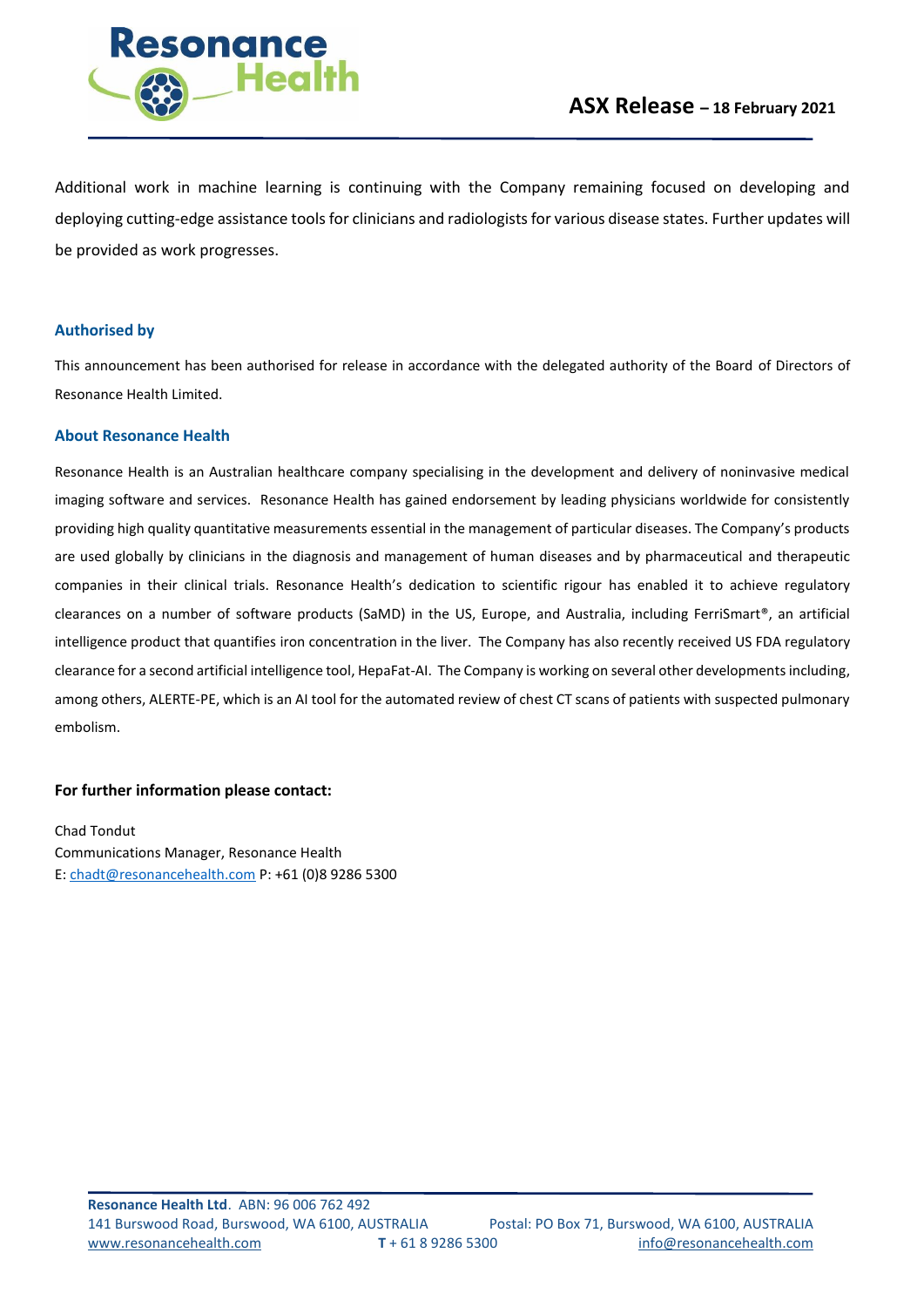Additional work in machine learning is continuing with the Company remaining focused on developing and deploying cutting-edge assistance tools for clinicians and radiologists for various disease states. Further updates will be provided as work progresses.

### Authorised by

This announcement has been authorised for release in accordance with the delegated authority of the Board of Directors of Resonance Health Limited.

### About Resonance Health

Resonance Health is an Australian healthcare company specialising in the development and delivery of noninvasive medical imaging software and services. Resonance Health has gained endorsement by leading physicians worldwide for consistently providing high quality quantitative measurements essential in the management of particular diseases. The Company's products are used globally by clinicians in the diagnosis and management of human diseases and by pharmaceutical and therapeutic companies in their clinical trials. Resonance Health's dedication to scientific rigour has enabled it to achieve regulatory clearances on a number of software products (SaMD) in the US, Europe, and Australia, including FerriSmart®, an artificial intelligence product that quantifies iron concentration in the liver. The Company has also recently received US FDA regulatory clearance for a second artificial intelligence tool, HepaFat-AI. The Company is working on several other developments including, among others, ALERTE-PE, which is an AI tool for the automated review of chest CT scans of patients with suspected pulmonary embolism.

**For further information please contact:**

Chad Tondut
Communications Manager, Resonance Health
E: chadt@resonancehealth.com P: +61 (0)8 9286 5300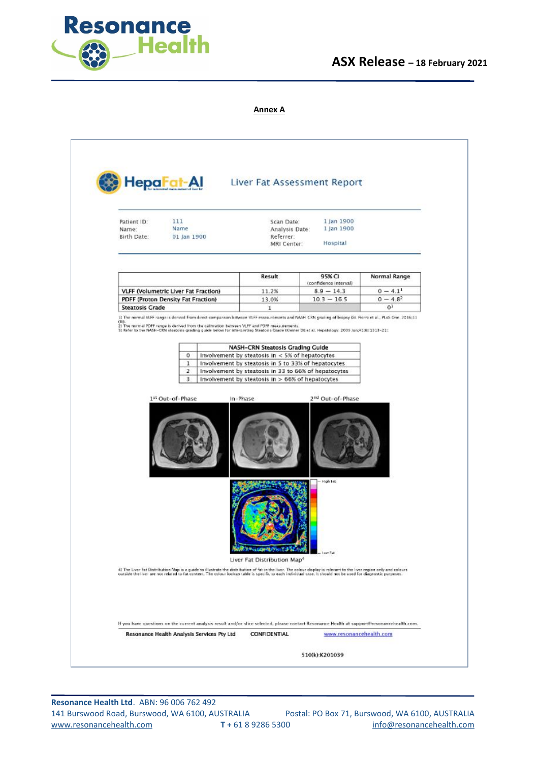**Annex A**

**HepaFat-AI** — Liver Fat Assessment Report

| | | | |
|---|---|---|---|
| Patient ID: | 111 | Scan Date: | 1 Jan 1900 |
| Name: | Name | Analysis Date: | 1 Jan 1900 |
| Birth Date: | 01 Jan 1900 | Referrer: | |
| | | MRI Center: | Hospital |

| | Result | 95% CI (confidence interval) | Normal Range |
|---|---|---|---|
| VLFF (Volumetric Liver Fat Fraction) | 11.2% | 8.9 – 14.3 | 0 – 4.1[1] |
| PDFF (Proton Density Fat Fraction) | 13.0% | 10.3 – 16.5 | 0 – 4.8[2] |
| Steatosis Grade | 1 | | 0[3] |

1) The normal VLFF range is derived from direct comparison between VLFF measurements and NASH CRN grading of biopsy (St. Pierre et al., PLoS One. 2016;11(8)).
2) The normal PDFF range is derived from the calibration between VLFF and PDFF measurements.
3) Refer to the NASH-CRN steatosis grading guide below for interpreting Steatosis Grade (Kleiner DE et al. Hepatology. 2005 Jun;41(6):1313-21)

| NASH-CRN Steatosis Grading Guide | |
|---|---|
| 0 | Involvement by steatosis in < 5% of hepatocytes |
| 1 | Involvement by steatosis in 5 to 33% of hepatocytes |
| 2 | Involvement by steatosis in 33 to 66% of hepatocytes |
| 3 | Involvement by steatosis in > 66% of hepatocytes |

1st Out-of-Phase In-Phase 2nd Out-of-Phase

High Fat

Low Fat

Liver Fat Distribution Map[4]

4) The Liver Fat Distribution Map is a guide to illustrate the distribution of fat in the liver. The colour display is relevant to the liver region only and colours outside the liver are not related to fat content. The colour lookup table is specific to each individual case. It should not be used for diagnostic purposes.

If you have questions on the current analysis result and/or slice selected, please contact Resonance Health at support@resonancehealth.com.

Resonance Health Analysis Services Pty Ltd CONFIDENTIAL www.resonancehealth.com

510(k):K201039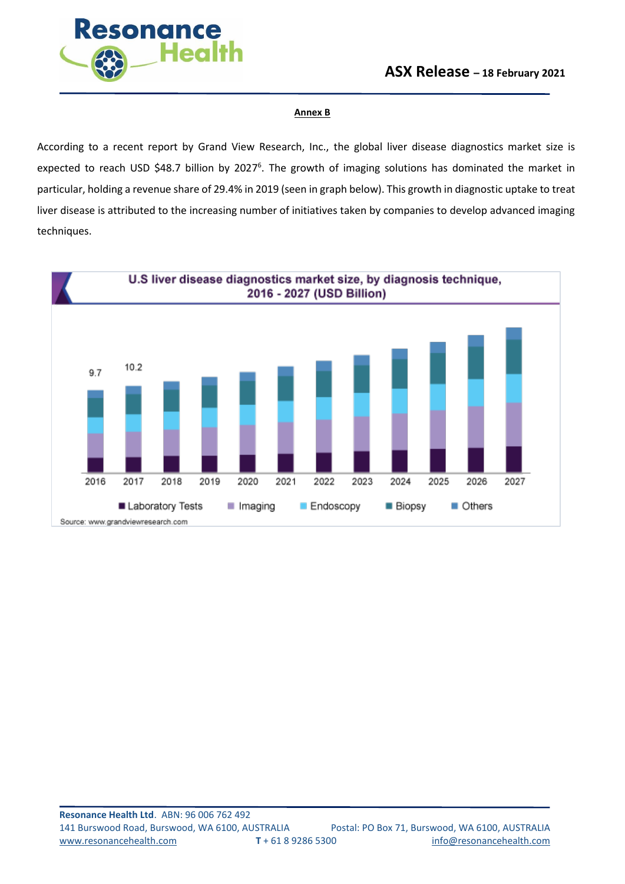**Annex B**

According to a recent report by Grand View Research, Inc., the global liver disease diagnostics market size is expected to reach USD $48.7 billion by 2027[6]. The growth of imaging solutions has dominated the market in particular, holding a revenue share of 29.4% in 2019 (seen in graph below). This growth in diagnostic uptake to treat liver disease is attributed to the increasing number of initiatives taken by companies to develop advanced imaging techniques.

U.S liver disease diagnostics market size, by diagnosis technique, 2016 - 2027 (USD Billion)

Legend: Laboratory Tests, Imaging, Endoscopy, Biopsy, Others

Labelled values: 2016: 9.7; 2017: 10.2

Source: www.grandviewresearch.com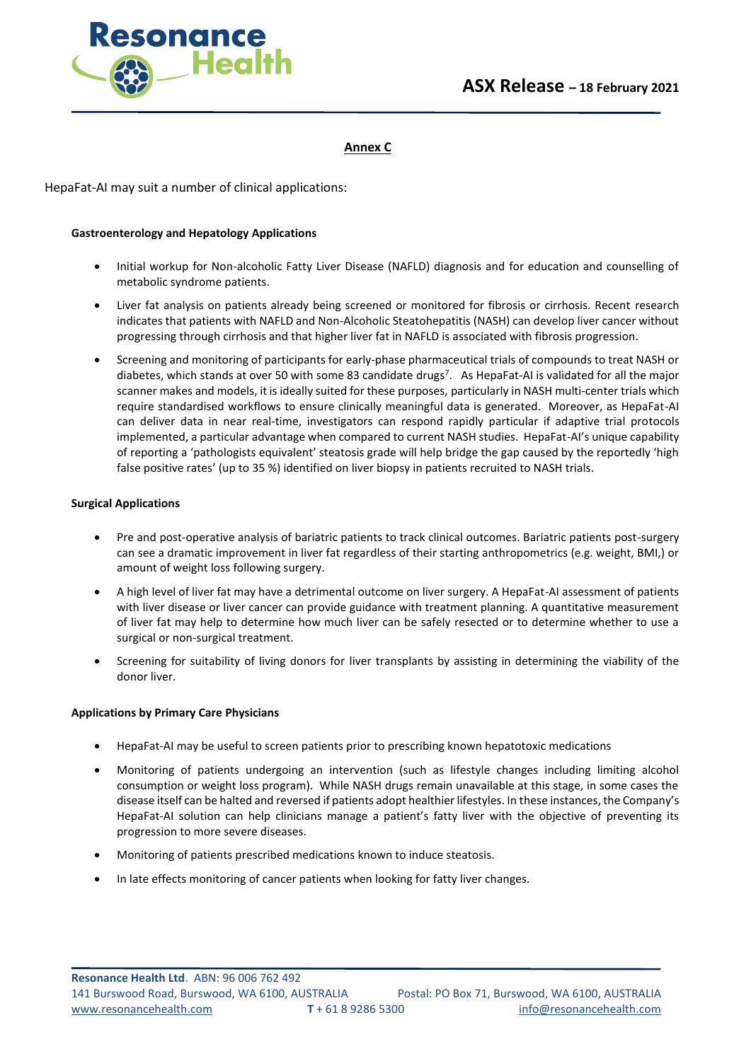## Annex C

HepaFat-AI may suit a number of clinical applications:

**Gastroenterology and Hepatology Applications**

- Initial workup for Non-alcoholic Fatty Liver Disease (NAFLD) diagnosis and for education and counselling of metabolic syndrome patients.
- Liver fat analysis on patients already being screened or monitored for fibrosis or cirrhosis. Recent research indicates that patients with NAFLD and Non-Alcoholic Steatohepatitis (NASH) can develop liver cancer without progressing through cirrhosis and that higher liver fat in NAFLD is associated with fibrosis progression.
- Screening and monitoring of participants for early-phase pharmaceutical trials of compounds to treat NASH or diabetes, which stands at over 50 with some 83 candidate drugs[7]. As HepaFat-AI is validated for all the major scanner makes and models, it is ideally suited for these purposes, particularly in NASH multi-center trials which require standardised workflows to ensure clinically meaningful data is generated. Moreover, as HepaFat-AI can deliver data in near real-time, investigators can respond rapidly particular if adaptive trial protocols implemented, a particular advantage when compared to current NASH studies. HepaFat-AI's unique capability of reporting a 'pathologists equivalent' steatosis grade will help bridge the gap caused by the reportedly 'high false positive rates' (up to 35 %) identified on liver biopsy in patients recruited to NASH trials.

**Surgical Applications**

- Pre and post-operative analysis of bariatric patients to track clinical outcomes. Bariatric patients post-surgery can see a dramatic improvement in liver fat regardless of their starting anthropometrics (e.g. weight, BMI,) or amount of weight loss following surgery.
- A high level of liver fat may have a detrimental outcome on liver surgery. A HepaFat-AI assessment of patients with liver disease or liver cancer can provide guidance with treatment planning. A quantitative measurement of liver fat may help to determine how much liver can be safely resected or to determine whether to use a surgical or non-surgical treatment.
- Screening for suitability of living donors for liver transplants by assisting in determining the viability of the donor liver.

**Applications by Primary Care Physicians**

- HepaFat-AI may be useful to screen patients prior to prescribing known hepatotoxic medications
- Monitoring of patients undergoing an intervention (such as lifestyle changes including limiting alcohol consumption or weight loss program). While NASH drugs remain unavailable at this stage, in some cases the disease itself can be halted and reversed if patients adopt healthier lifestyles. In these instances, the Company's HepaFat-AI solution can help clinicians manage a patient's fatty liver with the objective of preventing its progression to more severe diseases.
- Monitoring of patients prescribed medications known to induce steatosis.
- In late effects monitoring of cancer patients when looking for fatty liver changes.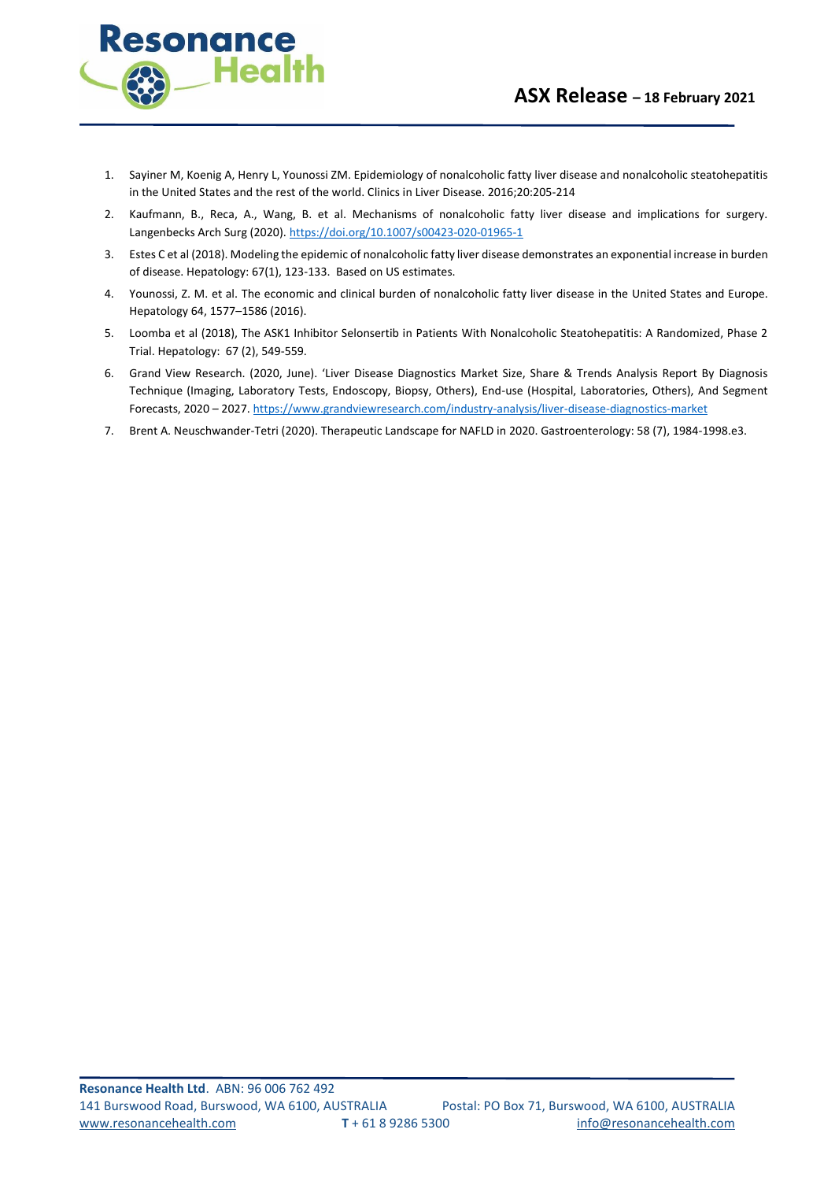1. Sayiner M, Koenig A, Henry L, Younossi ZM. Epidemiology of nonalcoholic fatty liver disease and nonalcoholic steatohepatitis in the United States and the rest of the world. Clinics in Liver Disease. 2016;20:205-214
2. Kaufmann, B., Reca, A., Wang, B. et al. Mechanisms of nonalcoholic fatty liver disease and implications for surgery. Langenbecks Arch Surg (2020). https://doi.org/10.1007/s00423-020-01965-1
3. Estes C et al (2018). Modeling the epidemic of nonalcoholic fatty liver disease demonstrates an exponential increase in burden of disease. Hepatology: 67(1), 123-133. Based on US estimates.
4. Younossi, Z. M. et al. The economic and clinical burden of nonalcoholic fatty liver disease in the United States and Europe. Hepatology 64, 1577–1586 (2016).
5. Loomba et al (2018), The ASK1 Inhibitor Selonsertib in Patients With Nonalcoholic Steatohepatitis: A Randomized, Phase 2 Trial. Hepatology: 67 (2), 549-559.
6. Grand View Research. (2020, June). 'Liver Disease Diagnostics Market Size, Share & Trends Analysis Report By Diagnosis Technique (Imaging, Laboratory Tests, Endoscopy, Biopsy, Others), End-use (Hospital, Laboratories, Others), And Segment Forecasts, 2020 – 2027. https://www.grandviewresearch.com/industry-analysis/liver-disease-diagnostics-market
7. Brent A. Neuschwander-Tetri (2020). Therapeutic Landscape for NAFLD in 2020. Gastroenterology: 58 (7), 1984-1998.e3.